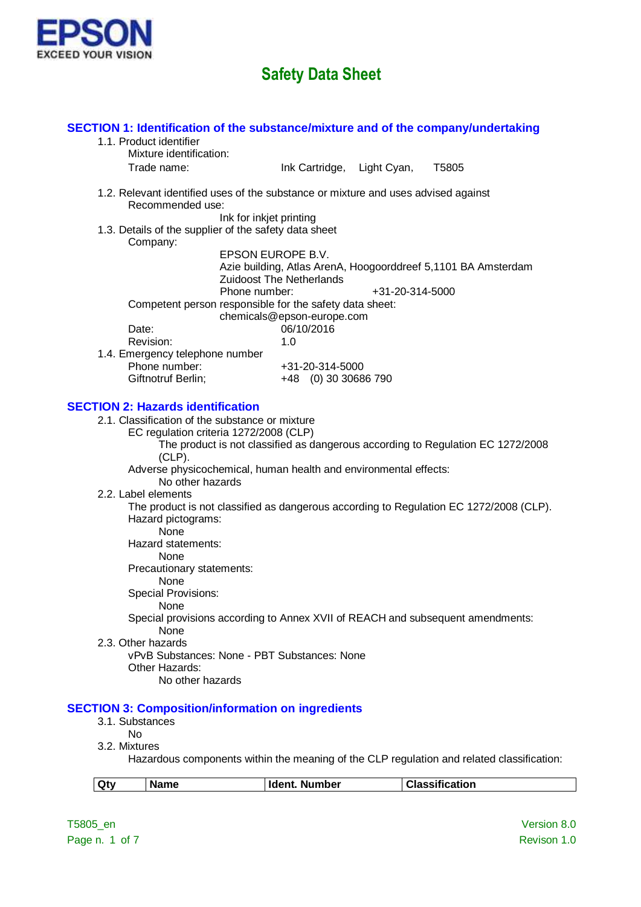# Safety Data Sheet

## SECTION 1: Identification of the substance/mixture and of the company/undertaking

1.1. Product identifier

Mixture identification:

Trade name: Ink Cartridge, Light Cyan, T5805

1.2. Relevant identified uses of the substance or mixture and uses advised against

Recommended use:

Ink for inkjet printing

1.3. Details of the supplier of the safety data sheet

Company:

EPSON EUROPE B.V.
Azie building, Atlas ArenA, Hoogoorddreef 5,1101 BA Amsterdam
Zuidoost The Netherlands
Phone number: +31-20-314-5000

Competent person responsible for the safety data sheet:

chemicals@epson-europe.com

Date: 06/10/2016

Revision: 1.0

1.4. Emergency telephone number

Phone number: +31-20-314-5000

Giftnotruf Berlin; +48 (0) 30 30686 790

## SECTION 2: Hazards identification

2.1. Classification of the substance or mixture

EC regulation criteria 1272/2008 (CLP)

The product is not classified as dangerous according to Regulation EC 1272/2008 (CLP).

Adverse physicochemical, human health and environmental effects:

No other hazards

2.2. Label elements

The product is not classified as dangerous according to Regulation EC 1272/2008 (CLP).

Hazard pictograms:

None

Hazard statements:

None

Precautionary statements:

None

Special Provisions:

None

Special provisions according to Annex XVII of REACH and subsequent amendments:

None

2.3. Other hazards

vPvB Substances: None - PBT Substances: None

Other Hazards:

No other hazards

## SECTION 3: Composition/information on ingredients

3.1. Substances

No

3.2. Mixtures

Hazardous components within the meaning of the CLP regulation and related classification:

| Qty | Name | Ident. Number | Classification |
|---|---|---|---|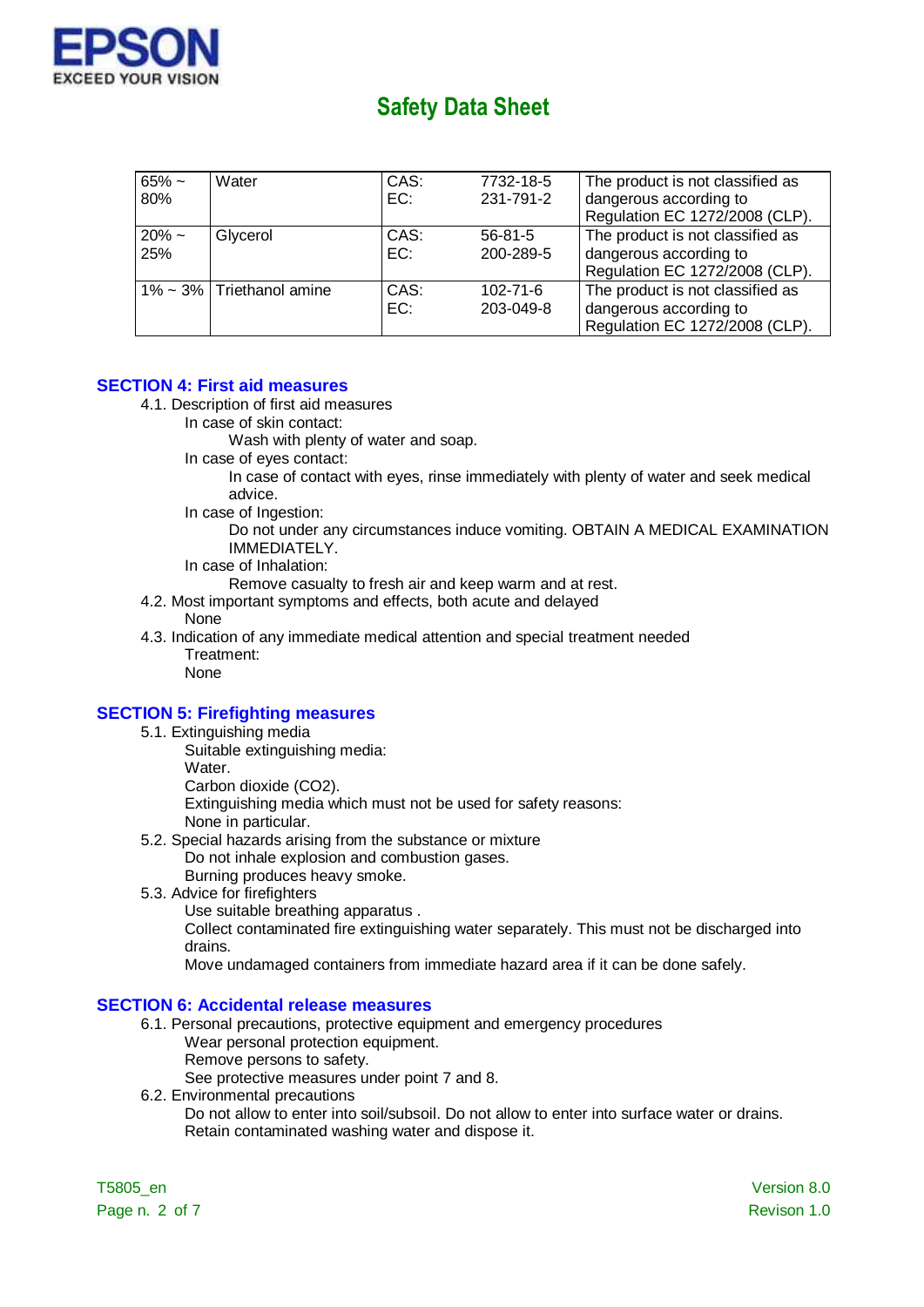| | | | | |
|---|---|---|---|---|
| 65% ~ 80% | Water | CAS: EC: | 7732-18-5 231-791-2 | The product is not classified as dangerous according to Regulation EC 1272/2008 (CLP). |
| 20% ~ 25% | Glycerol | CAS: EC: | 56-81-5 200-289-5 | The product is not classified as dangerous according to Regulation EC 1272/2008 (CLP). |
| 1% ~ 3% | Triethanol amine | CAS: EC: | 102-71-6 203-049-8 | The product is not classified as dangerous according to Regulation EC 1272/2008 (CLP). |

## SECTION 4: First aid measures

4.1. Description of first aid measures

In case of skin contact:

Wash with plenty of water and soap.

In case of eyes contact:

In case of contact with eyes, rinse immediately with plenty of water and seek medical advice.

In case of Ingestion:

Do not under any circumstances induce vomiting. OBTAIN A MEDICAL EXAMINATION IMMEDIATELY.

In case of Inhalation:

Remove casualty to fresh air and keep warm and at rest.

4.2. Most important symptoms and effects, both acute and delayed

None

4.3. Indication of any immediate medical attention and special treatment needed

Treatment:

None

## SECTION 5: Firefighting measures

5.1. Extinguishing media

Suitable extinguishing media:

Water.

Carbon dioxide ($CO_2$).

Extinguishing media which must not be used for safety reasons:

None in particular.

5.2. Special hazards arising from the substance or mixture

Do not inhale explosion and combustion gases.

Burning produces heavy smoke.

5.3. Advice for firefighters

Use suitable breathing apparatus .

Collect contaminated fire extinguishing water separately. This must not be discharged into drains.

Move undamaged containers from immediate hazard area if it can be done safely.

## SECTION 6: Accidental release measures

6.1. Personal precautions, protective equipment and emergency procedures

Wear personal protection equipment.

Remove persons to safety.

See protective measures under point 7 and 8.

6.2. Environmental precautions

Do not allow to enter into soil/subsoil. Do not allow to enter into surface water or drains.

Retain contaminated washing water and dispose it.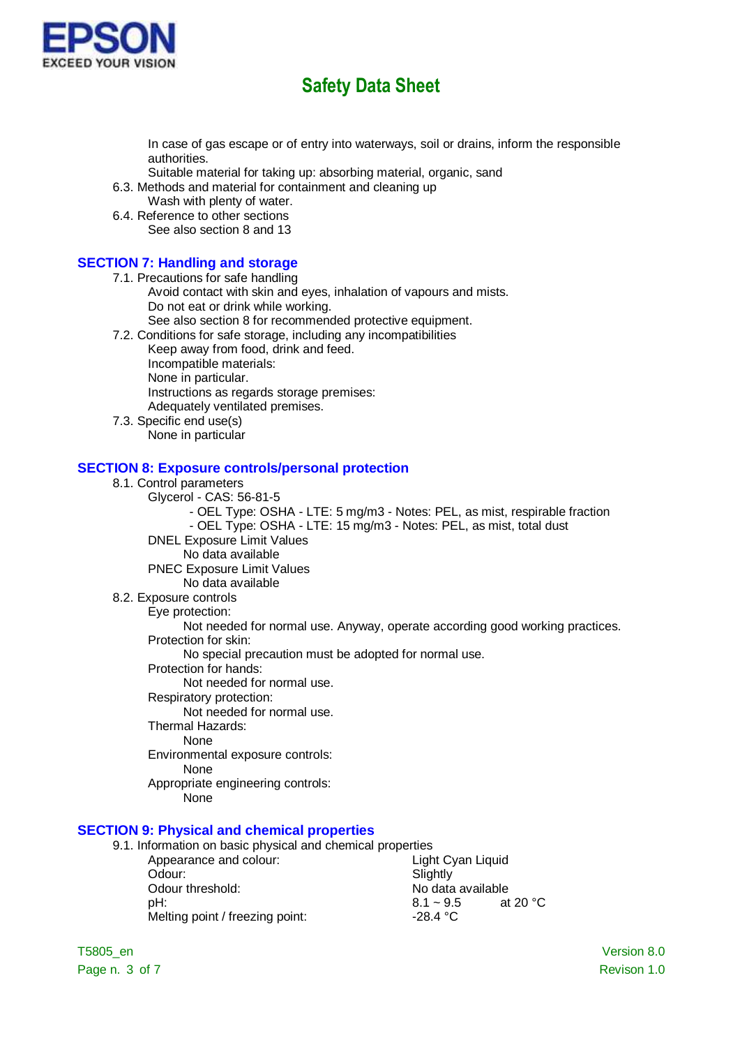In case of gas escape or of entry into waterways, soil or drains, inform the responsible authorities.

Suitable material for taking up: absorbing material, organic, sand

6.3. Methods and material for containment and cleaning up

Wash with plenty of water.

6.4. Reference to other sections

See also section 8 and 13

## SECTION 7: Handling and storage

7.1. Precautions for safe handling

Avoid contact with skin and eyes, inhalation of vapours and mists.
Do not eat or drink while working.
See also section 8 for recommended protective equipment.

7.2. Conditions for safe storage, including any incompatibilities

Keep away from food, drink and feed.
Incompatible materials:
None in particular.
Instructions as regards storage premises:
Adequately ventilated premises.

7.3. Specific end use(s)

None in particular

## SECTION 8: Exposure controls/personal protection

8.1. Control parameters

Glycerol - CAS: 56-81-5

- OEL Type: OSHA - LTE: 5 mg/m3 - Notes: PEL, as mist, respirable fraction
- OEL Type: OSHA - LTE: 15 mg/m3 - Notes: PEL, as mist, total dust

DNEL Exposure Limit Values

No data available

PNEC Exposure Limit Values

No data available

8.2. Exposure controls

Eye protection:

Not needed for normal use. Anyway, operate according good working practices.

Protection for skin:

No special precaution must be adopted for normal use.

Protection for hands:

Not needed for normal use.

Respiratory protection:

Not needed for normal use.

Thermal Hazards:

None

Environmental exposure controls:

None

Appropriate engineering controls:

None

## SECTION 9: Physical and chemical properties

9.1. Information on basic physical and chemical properties

| | | |
|---|---|---|
| Appearance and colour: | Light Cyan Liquid | |
| Odour: | Slightly | |
| Odour threshold: | No data available | |
| pH: | 8.1 ~ 9.5 | at 20 °C |
| Melting point / freezing point: | -28.4 °C | |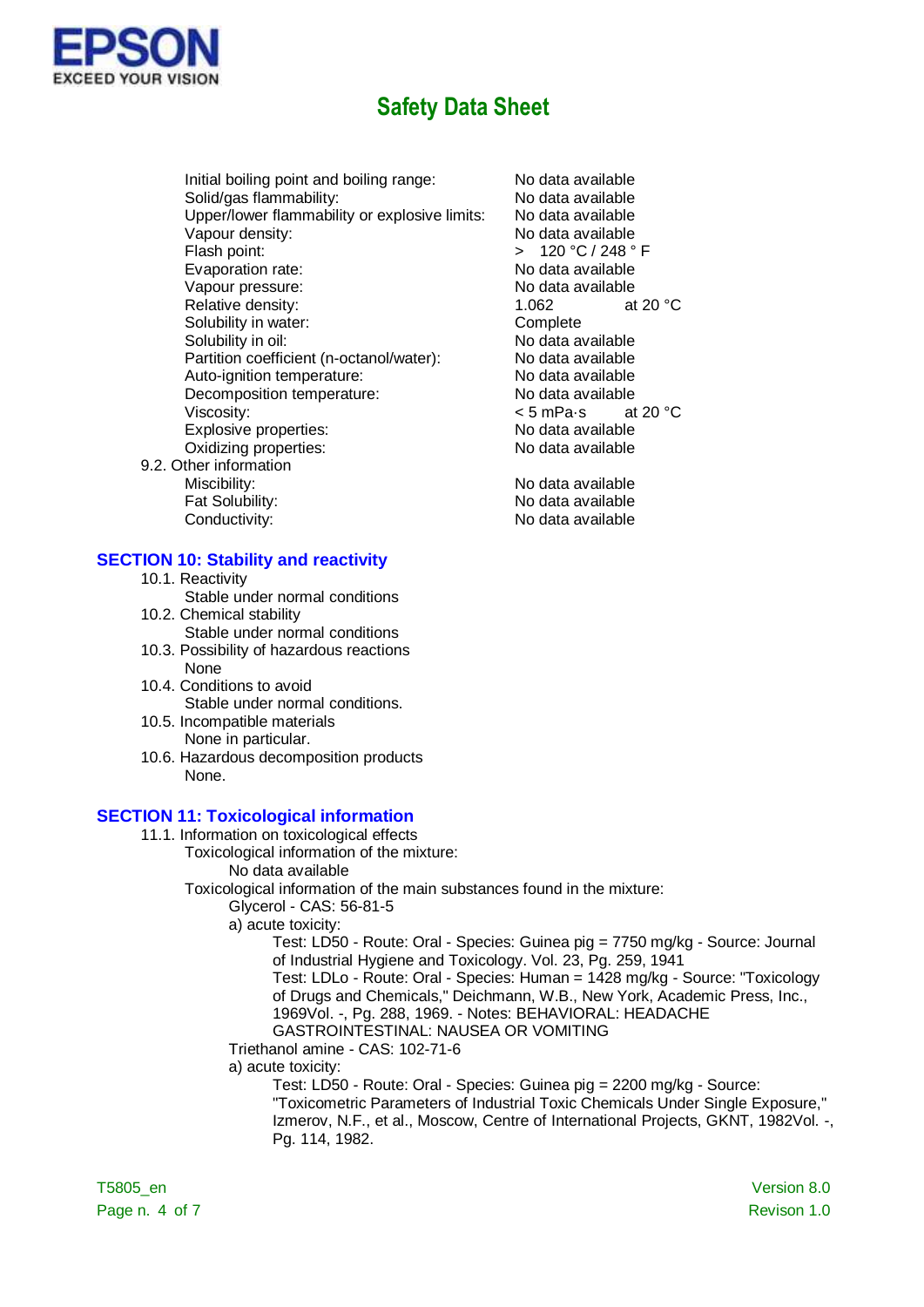| | |
|---|---|
| Initial boiling point and boiling range: | No data available |
| Solid/gas flammability: | No data available |
| Upper/lower flammability or explosive limits: | No data available |
| Vapour density: | No data available |
| Flash point: | > 120 °C / 248 ° F |
| Evaporation rate: | No data available |
| Vapour pressure: | No data available |
| Relative density: | 1.062 at 20 °C |
| Solubility in water: | Complete |
| Solubility in oil: | No data available |
| Partition coefficient (n-octanol/water): | No data available |
| Auto-ignition temperature: | No data available |
| Decomposition temperature: | No data available |
| Viscosity: | < 5 mPa·s at 20 °C |
| Explosive properties: | No data available |
| Oxidizing properties: | No data available |

9.2. Other information

| | |
|---|---|
| Miscibility: | No data available |
| Fat Solubility: | No data available |
| Conductivity: | No data available |

## SECTION 10: Stability and reactivity

10.1. Reactivity
Stable under normal conditions

10.2. Chemical stability
Stable under normal conditions

10.3. Possibility of hazardous reactions
None

10.4. Conditions to avoid
Stable under normal conditions.

10.5. Incompatible materials
None in particular.

10.6. Hazardous decomposition products
None.

## SECTION 11: Toxicological information

11.1. Information on toxicological effects

Toxicological information of the mixture:

No data available

Toxicological information of the main substances found in the mixture:

Glycerol - CAS: 56-81-5

a) acute toxicity:

Test: LD50 - Route: Oral - Species: Guinea pig = 7750 mg/kg - Source: Journal of Industrial Hygiene and Toxicology. Vol. 23, Pg. 259, 1941

Test: LDLo - Route: Oral - Species: Human = 1428 mg/kg - Source: "Toxicology of Drugs and Chemicals," Deichmann, W.B., New York, Academic Press, Inc., 1969Vol. -, Pg. 288, 1969. - Notes: BEHAVIORAL: HEADACHE GASTROINTESTINAL: NAUSEA OR VOMITING

Triethanol amine - CAS: 102-71-6

a) acute toxicity:

Test: LD50 - Route: Oral - Species: Guinea pig = 2200 mg/kg - Source: "Toxicometric Parameters of Industrial Toxic Chemicals Under Single Exposure," Izmerov, N.F., et al., Moscow, Centre of International Projects, GKNT, 1982Vol. -, Pg. 114, 1982.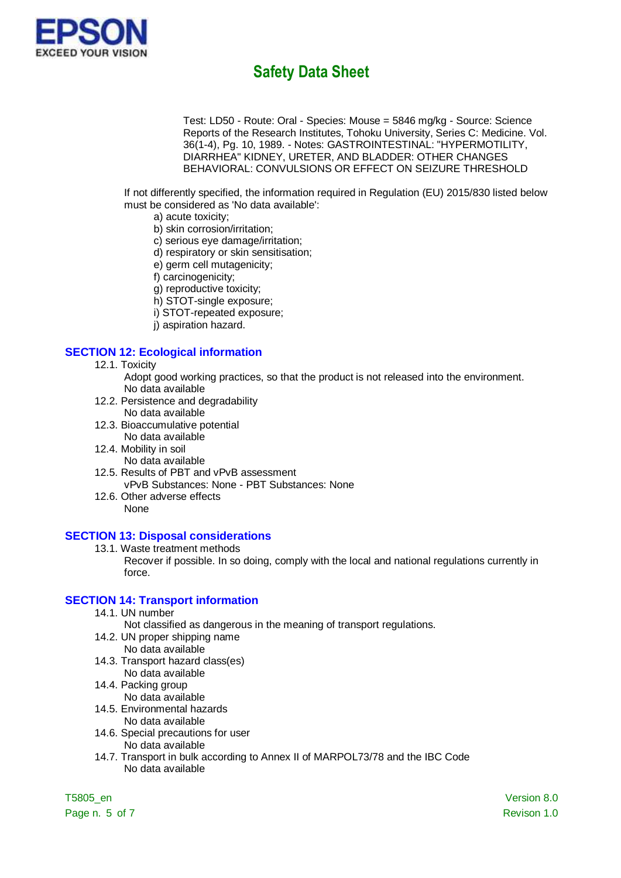Test: LD50 - Route: Oral - Species: Mouse = 5846 mg/kg - Source: Science Reports of the Research Institutes, Tohoku University, Series C: Medicine. Vol. 36(1-4), Pg. 10, 1989. - Notes: GASTROINTESTINAL: "HYPERMOTILITY, DIARRHEA" KIDNEY, URETER, AND BLADDER: OTHER CHANGES BEHAVIORAL: CONVULSIONS OR EFFECT ON SEIZURE THRESHOLD

If not differently specified, the information required in Regulation (EU) 2015/830 listed below must be considered as 'No data available':

a) acute toxicity;
b) skin corrosion/irritation;
c) serious eye damage/irritation;
d) respiratory or skin sensitisation;
e) germ cell mutagenicity;
f) carcinogenicity;
g) reproductive toxicity;
h) STOT-single exposure;
i) STOT-repeated exposure;
j) aspiration hazard.

## SECTION 12: Ecological information

12.1. Toxicity

Adopt good working practices, so that the product is not released into the environment.
No data available

12.2. Persistence and degradability

No data available

12.3. Bioaccumulative potential

No data available

12.4. Mobility in soil

No data available

12.5. Results of PBT and vPvB assessment

vPvB Substances: None - PBT Substances: None

12.6. Other adverse effects

None

## SECTION 13: Disposal considerations

13.1. Waste treatment methods

Recover if possible. In so doing, comply with the local and national regulations currently in force.

## SECTION 14: Transport information

14.1. UN number

Not classified as dangerous in the meaning of transport regulations.

14.2. UN proper shipping name

No data available

14.3. Transport hazard class(es)

No data available

14.4. Packing group

No data available

14.5. Environmental hazards

No data available

14.6. Special precautions for user

No data available

14.7. Transport in bulk according to Annex II of MARPOL73/78 and the IBC Code

No data available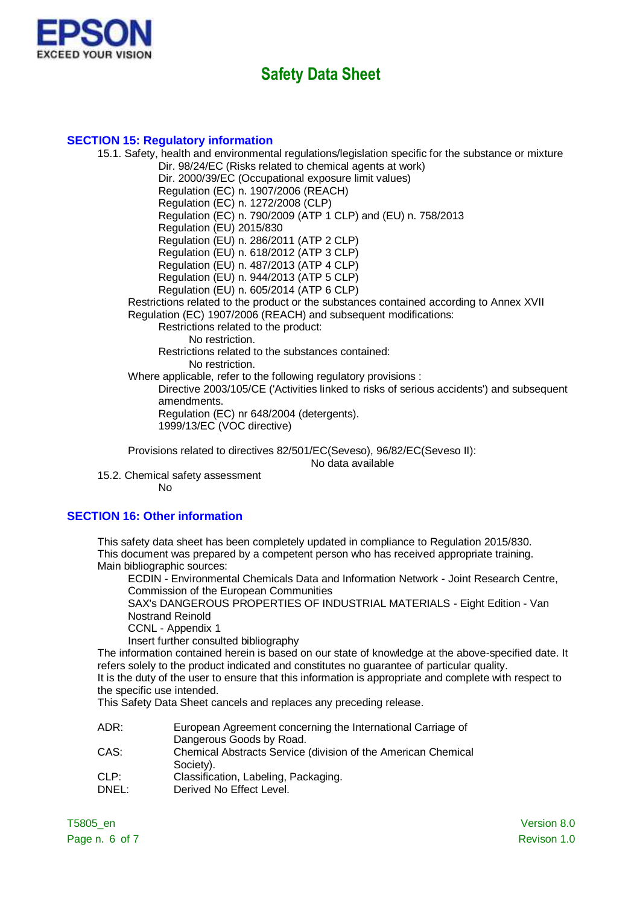## SECTION 15: Regulatory information

15.1. Safety, health and environmental regulations/legislation specific for the substance or mixture

Dir. 98/24/EC (Risks related to chemical agents at work)
Dir. 2000/39/EC (Occupational exposure limit values)
Regulation (EC) n. 1907/2006 (REACH)
Regulation (EC) n. 1272/2008 (CLP)
Regulation (EC) n. 790/2009 (ATP 1 CLP) and (EU) n. 758/2013
Regulation (EU) 2015/830
Regulation (EU) n. 286/2011 (ATP 2 CLP)
Regulation (EU) n. 618/2012 (ATP 3 CLP)
Regulation (EU) n. 487/2013 (ATP 4 CLP)
Regulation (EU) n. 944/2013 (ATP 5 CLP)
Regulation (EU) n. 605/2014 (ATP 6 CLP)

Restrictions related to the product or the substances contained according to Annex XVII Regulation (EC) 1907/2006 (REACH) and subsequent modifications:

Restrictions related to the product:
No restriction.
Restrictions related to the substances contained:
No restriction.

Where applicable, refer to the following regulatory provisions :

Directive 2003/105/CE ('Activities linked to risks of serious accidents') and subsequent amendments.
Regulation (EC) nr 648/2004 (detergents).
1999/13/EC (VOC directive)

Provisions related to directives 82/501/EC(Seveso), 96/82/EC(Seveso II):
No data available

15.2. Chemical safety assessment
No

## SECTION 16: Other information

This safety data sheet has been completely updated in compliance to Regulation 2015/830.
This document was prepared by a competent person who has received appropriate training.
Main bibliographic sources:

ECDIN - Environmental Chemicals Data and Information Network - Joint Research Centre, Commission of the European Communities
SAX's DANGEROUS PROPERTIES OF INDUSTRIAL MATERIALS - Eight Edition - Van Nostrand Reinold
CCNL - Appendix 1
Insert further consulted bibliography

The information contained herein is based on our state of knowledge at the above-specified date. It refers solely to the product indicated and constitutes no guarantee of particular quality.
It is the duty of the user to ensure that this information is appropriate and complete with respect to the specific use intended.
This Safety Data Sheet cancels and replaces any preceding release.

| | |
|---|---|
| ADR: | European Agreement concerning the International Carriage of Dangerous Goods by Road. |
| CAS: | Chemical Abstracts Service (division of the American Chemical Society). |
| CLP: | Classification, Labeling, Packaging. |
| DNEL: | Derived No Effect Level. |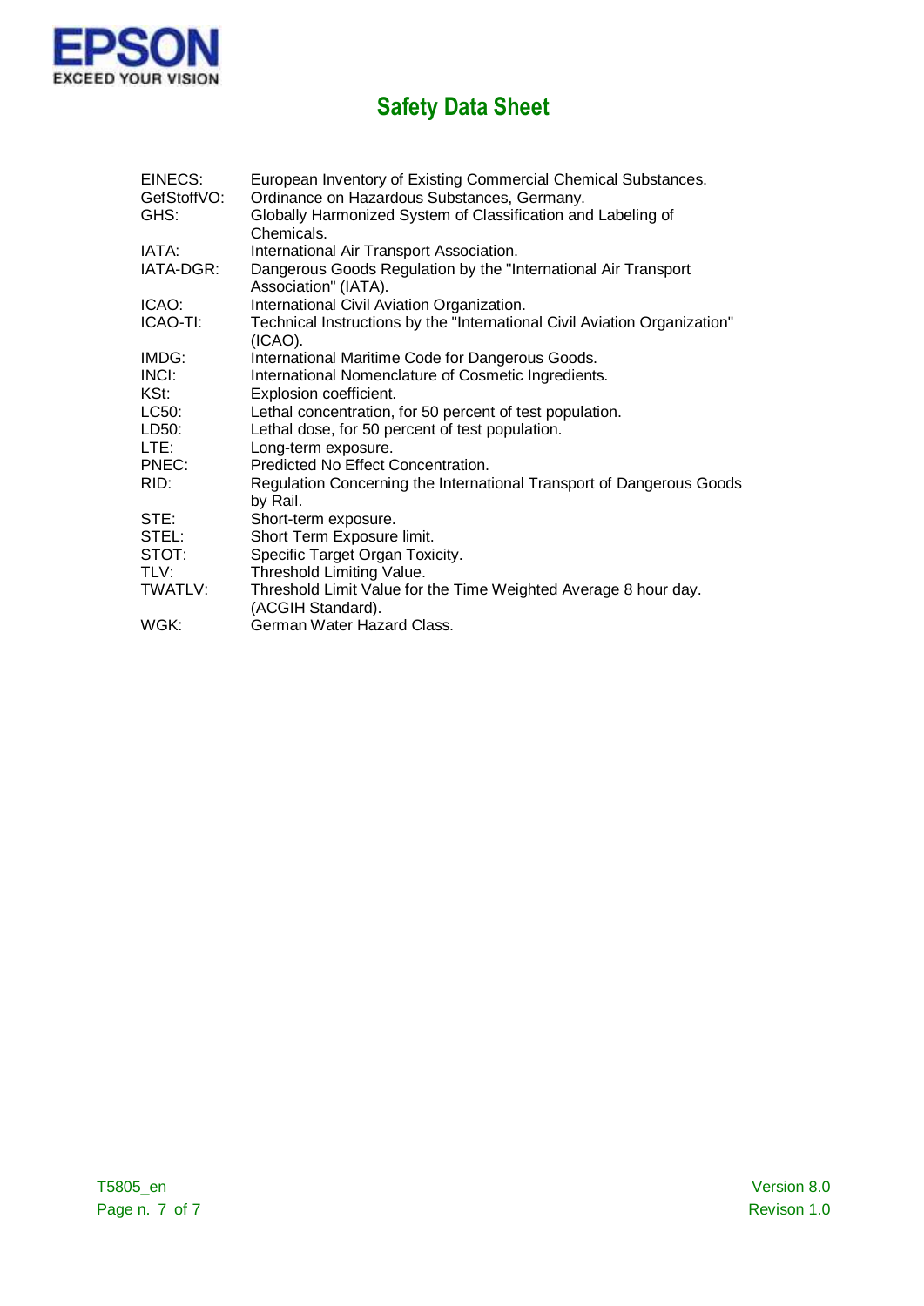| | |
|---|---|
| EINECS: | European Inventory of Existing Commercial Chemical Substances. |
| GefStoffVO: | Ordinance on Hazardous Substances, Germany. |
| GHS: | Globally Harmonized System of Classification and Labeling of Chemicals. |
| IATA: | International Air Transport Association. |
| IATA-DGR: | Dangerous Goods Regulation by the "International Air Transport Association" (IATA). |
| ICAO: | International Civil Aviation Organization. |
| ICAO-TI: | Technical Instructions by the "International Civil Aviation Organization" (ICAO). |
| IMDG: | International Maritime Code for Dangerous Goods. |
| INCI: | International Nomenclature of Cosmetic Ingredients. |
| KSt: | Explosion coefficient. |
| LC50: | Lethal concentration, for 50 percent of test population. |
| LD50: | Lethal dose, for 50 percent of test population. |
| LTE: | Long-term exposure. |
| PNEC: | Predicted No Effect Concentration. |
| RID: | Regulation Concerning the International Transport of Dangerous Goods by Rail. |
| STE: | Short-term exposure. |
| STEL: | Short Term Exposure limit. |
| STOT: | Specific Target Organ Toxicity. |
| TLV: | Threshold Limiting Value. |
| TWATLV: | Threshold Limit Value for the Time Weighted Average 8 hour day. (ACGIH Standard). |
| WGK: | German Water Hazard Class. |